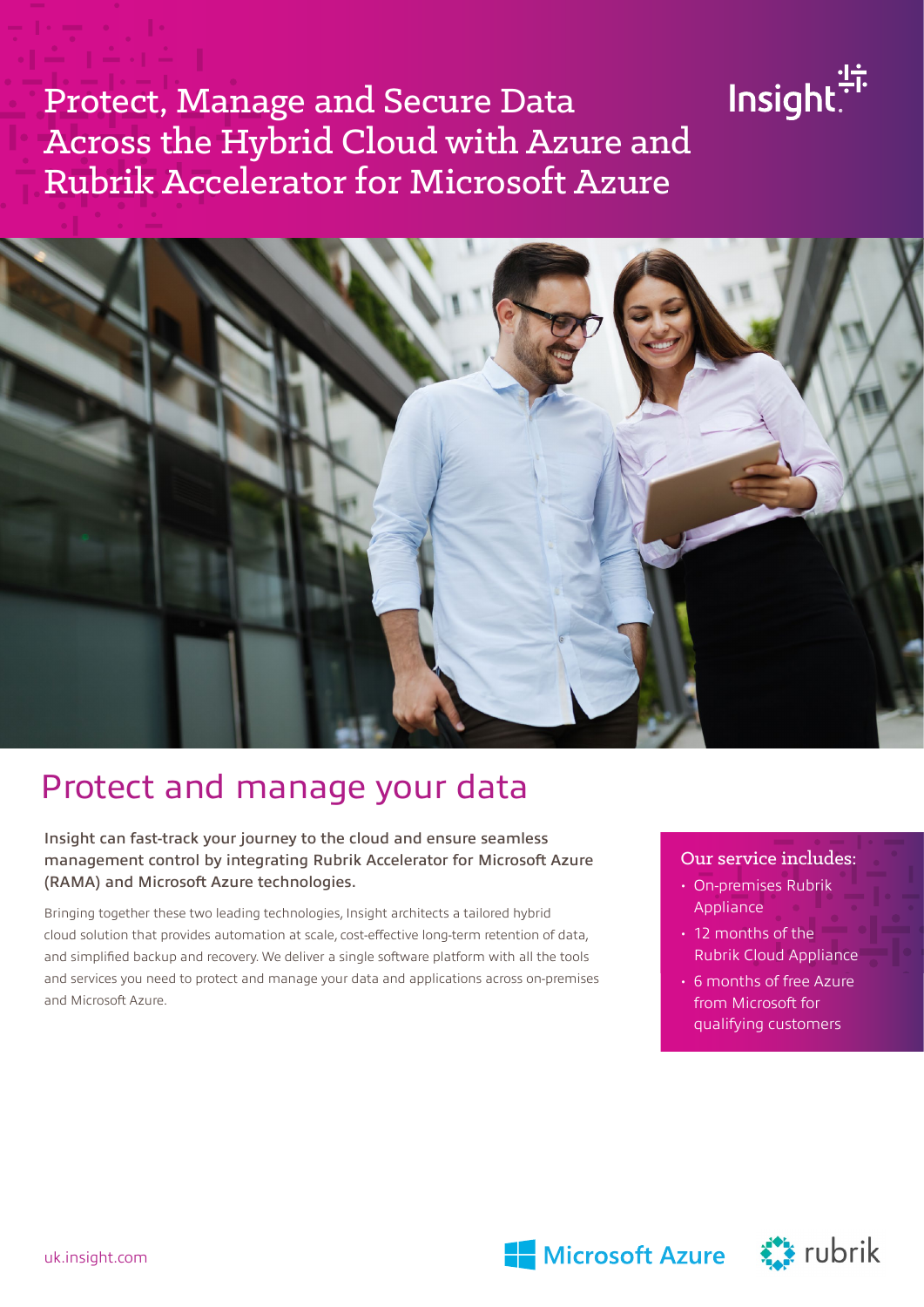# Protect, Manage and Secure Data Across the Hybrid Cloud with Azure and Rubrik Accelerator for Microsoft Azure

Insight

## Protect and manage your data

**Insight can fast-track your journey to the cloud and ensure seamless management control by integrating Rubrik Accelerator for Microsoft Azure (RAMA) and Microsoft Azure technologies.**

Bringing together these two leading technologies, Insight architects a tailored hybrid cloud solution that provides automation at scale, cost-effective long-term retention of data, and simplified backup and recovery. We deliver a single software platform with all the tools and services you need to protect and manage your data and applications across on-premises and Microsoft Azure.

### Our service includes:

- On-premises Rubrik Appliance
- 12 months of the Rubrik Cloud Appliance
- 6 months of free Azure from Microsoft for qualifying customers

uk.insight.com

Microsoft Azure rubrik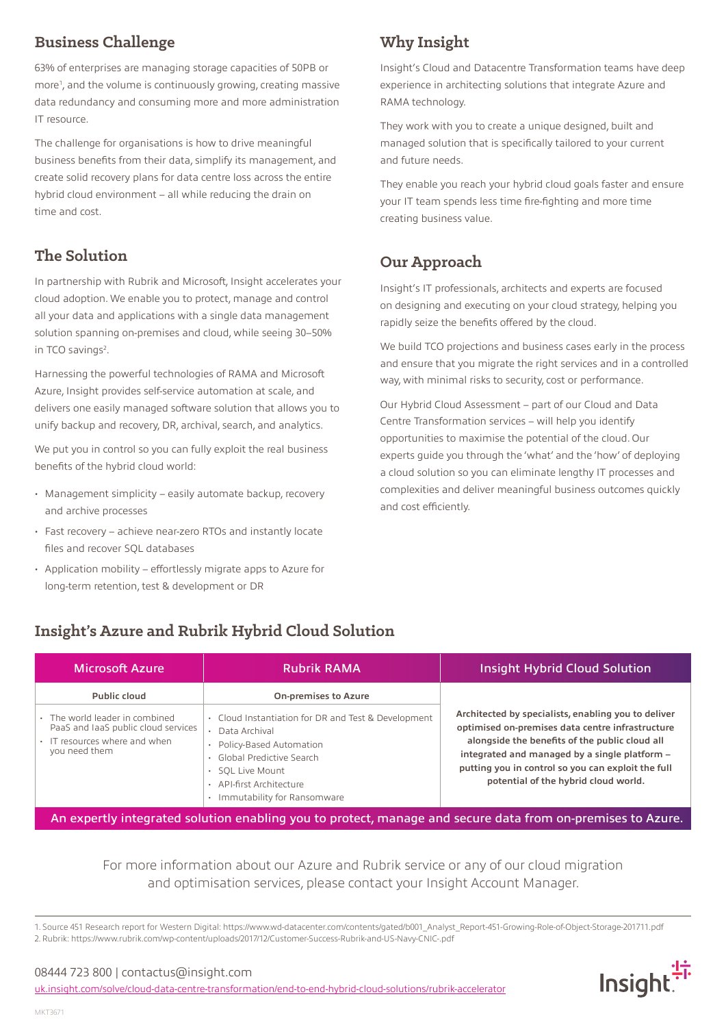## Business Challenge

63% of enterprises are managing storage capacities of 50PB or more[1], and the volume is continuously growing, creating massive data redundancy and consuming more and more administration IT resource.

The challenge for organisations is how to drive meaningful business benefits from their data, simplify its management, and create solid recovery plans for data centre loss across the entire hybrid cloud environment – all while reducing the drain on time and cost.

## The Solution

In partnership with Rubrik and Microsoft, Insight accelerates your cloud adoption. We enable you to protect, manage and control all your data and applications with a single data management solution spanning on-premises and cloud, while seeing 30–50% in TCO savings[2].

Harnessing the powerful technologies of RAMA and Microsoft Azure, Insight provides self-service automation at scale, and delivers one easily managed software solution that allows you to unify backup and recovery, DR, archival, search, and analytics.

We put you in control so you can fully exploit the real business benefits of the hybrid cloud world:

- Management simplicity – easily automate backup, recovery and archive processes
- Fast recovery – achieve near-zero RTOs and instantly locate files and recover SQL databases
- Application mobility – effortlessly migrate apps to Azure for long-term retention, test & development or DR

## Why Insight

Insight's Cloud and Datacentre Transformation teams have deep experience in architecting solutions that integrate Azure and RAMA technology.

They work with you to create a unique designed, built and managed solution that is specifically tailored to your current and future needs.

They enable you reach your hybrid cloud goals faster and ensure your IT team spends less time fire-fighting and more time creating business value.

## Our Approach

Insight's IT professionals, architects and experts are focused on designing and executing on your cloud strategy, helping you rapidly seize the benefits offered by the cloud.

We build TCO projections and business cases early in the process and ensure that you migrate the right services and in a controlled way, with minimal risks to security, cost or performance.

Our Hybrid Cloud Assessment – part of our Cloud and Data Centre Transformation services – will help you identify opportunities to maximise the potential of the cloud. Our experts guide you through the 'what' and the 'how' of deploying a cloud solution so you can eliminate lengthy IT processes and complexities and deliver meaningful business outcomes quickly and cost efficiently.

## Insight's Azure and Rubrik Hybrid Cloud Solution

| Microsoft Azure | Rubrik RAMA | Insight Hybrid Cloud Solution |
|---|---|---|
| **Public cloud** | **On-premises to Azure** | |
| • The world leader in combined PaaS and IaaS public cloud services<br>• IT resources where and when you need them | • Cloud Instantiation for DR and Test & Development<br>• Data Archival<br>• Policy-Based Automation<br>• Global Predictive Search<br>• SQL Live Mount<br>• API-first Architecture<br>• Immutability for Ransomware | **Architected by specialists, enabling you to deliver optimised on-premises data centre infrastructure alongside the benefits of the public cloud all integrated and managed by a single platform – putting you in control so you can exploit the full potential of the hybrid cloud world.** |

An expertly integrated solution enabling you to protect, manage and secure data from on-premises to Azure.

For more information about our Azure and Rubrik service or any of our cloud migration and optimisation services, please contact your Insight Account Manager.

1. Source 451 Research report for Western Digital: https://www.wd-datacenter.com/contents/gated/b001_Analyst_Report-451-Growing-Role-of-Object-Storage-201711.pdf
2. Rubrik: https://www.rubrik.com/wp-content/uploads/2017/12/Customer-Success-Rubrik-and-US-Navy-CNIC-.pdf

08444 723 800 | contactus@insight.com
uk.insight.com/solve/cloud-data-centre-transformation/end-to-end-hybrid-cloud-solutions/rubrik-accelerator

Insight.

MKT3671